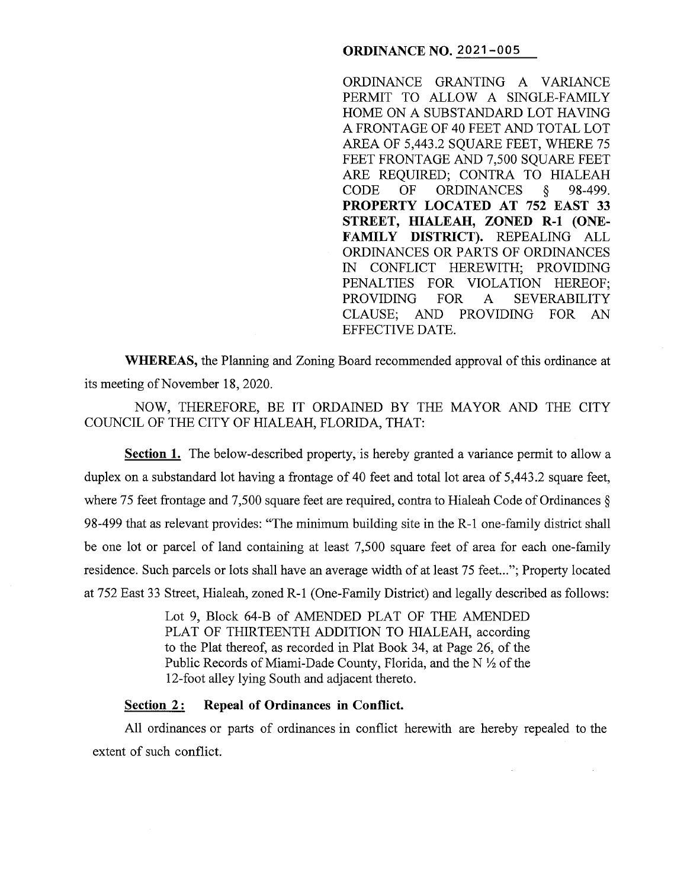**ORDINANCE NO. 2021-005**

ORDINANCE GRANTING A VARIANCE PERMIT TO ALLOW A SINGLE-FAMILY HOME ON A SUBSTANDARD LOT HAVING A FRONTAGE OF 40 FEET AND TOTAL LOT AREA OF 5,443.2 SQUARE FEET, WHERE 75 FEET FRONTAGE AND 7,500 SQUARE FEET ARE REQUIRED; CONTRA TO HIALEAH CODE OF ORDINANCES § 98-499. **PROPERTY LOCATED AT 752 EAST 33 STREET, HIALEAH, ZONED R-1 (ONE-FAMILY DISTRICT).** REPEALING ALL ORDINANCES OR PARTS OF ORDINANCES IN CONFLICT HEREWITH; PROVIDING PENALTIES FOR VIOLATION HEREOF; PROVIDING FOR A SEVERABILITY CLAUSE; AND PROVIDING FOR AN EFFECTIVE DATE.

**WHEREAS,** the Planning and Zoning Board recommended approval of this ordinance at its meeting of November 18, 2020.

NOW, THEREFORE, BE IT ORDAINED BY THE MAYOR AND THE CITY COUNCIL OF THE CITY OF HIALEAH, FLORIDA, THAT:

**Section 1.** The below-described property, is hereby granted a variance permit to allow a duplex on a substandard lot having a frontage of 40 feet and total lot area of 5,443.2 square feet, where 75 feet frontage and 7,500 square feet are required, contra to Hialeah Code of Ordinances § 98-499 that as relevant provides: "The minimum building site in the R-1 one-family district shall be one lot or parcel of land containing at least 7,500 square feet of area for each one-family residence. Such parcels or lots shall have an average width of at least 75 feet..."; Property located at 752 East 33 Street, Hialeah, zoned R-1 (One-Family District) and legally described as follows:

> Lot 9, Block 64-B of AMENDED PLAT OF THE AMENDED PLAT OF THIRTEENTH ADDITION TO HIALEAH, according to the Plat thereof, as recorded in Plat Book 34, at Page 26, of the Public Records of Miami-Dade County, Florida, and the N ½ of the 12-foot alley lying South and adjacent thereto.

**Section 2: Repeal of Ordinances in Conflict.**

All ordinances or parts of ordinances in conflict herewith are hereby repealed to the extent of such conflict.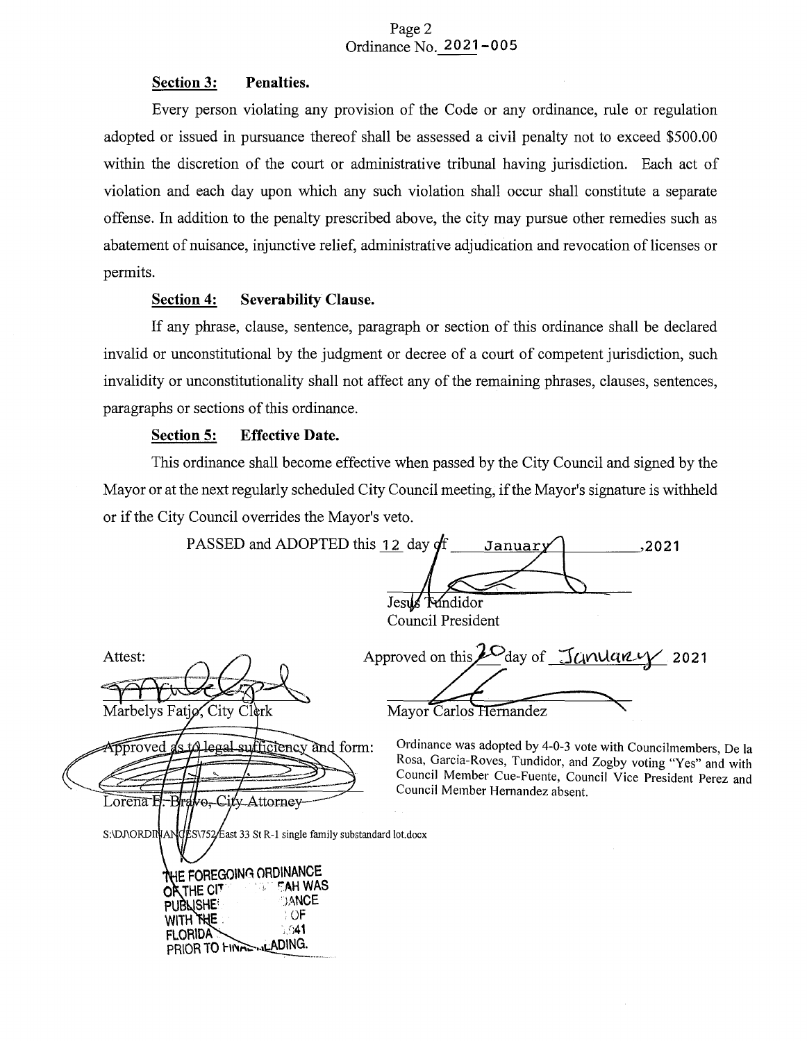Page 2
Ordinance No. 2021-005

**Section 3: Penalties.**

Every person violating any provision of the Code or any ordinance, rule or regulation adopted or issued in pursuance thereof shall be assessed a civil penalty not to exceed $500.00 within the discretion of the court or administrative tribunal having jurisdiction. Each act of violation and each day upon which any such violation shall occur shall constitute a separate offense. In addition to the penalty prescribed above, the city may pursue other remedies such as abatement of nuisance, injunctive relief, administrative adjudication and revocation of licenses or permits.

**Section 4: Severability Clause.**

If any phrase, clause, sentence, paragraph or section of this ordinance shall be declared invalid or unconstitutional by the judgment or decree of a court of competent jurisdiction, such invalidity or unconstitutionality shall not affect any of the remaining phrases, clauses, sentences, paragraphs or sections of this ordinance.

**Section 5: Effective Date.**

This ordinance shall become effective when passed by the City Council and signed by the Mayor or at the next regularly scheduled City Council meeting, if the Mayor's signature is withheld or if the City Council overrides the Mayor's veto.

PASSED and ADOPTED this 12 day of January, 2021

Jesus Tundidor
Council President

Attest:

Marbelys Fatjo, City Clerk

Approved on this 20 day of January 2021

Mayor Carlos Hernandez

Approved as to legal sufficiency and form:

Lorena E. Bravo, City Attorney

Ordinance was adopted by 4-0-3 vote with Councilmembers, De la Rosa, Garcia-Roves, Tundidor, and Zogby voting "Yes" and with Council Member Cue-Fuente, Council Vice President Perez and Council Member Hernandez absent.

S:\DJ\ORDINANCES\752 East 33 St R-1 single family substandard lot.docx

THE FOREGOING ORDINANCE OF THE CITY OF HIALEAH WAS PUBLISHED IN ACCORDANCE WITH THE PROVISIONS OF FLORIDA STATUTE 166.041 PRIOR TO FINAL READING.